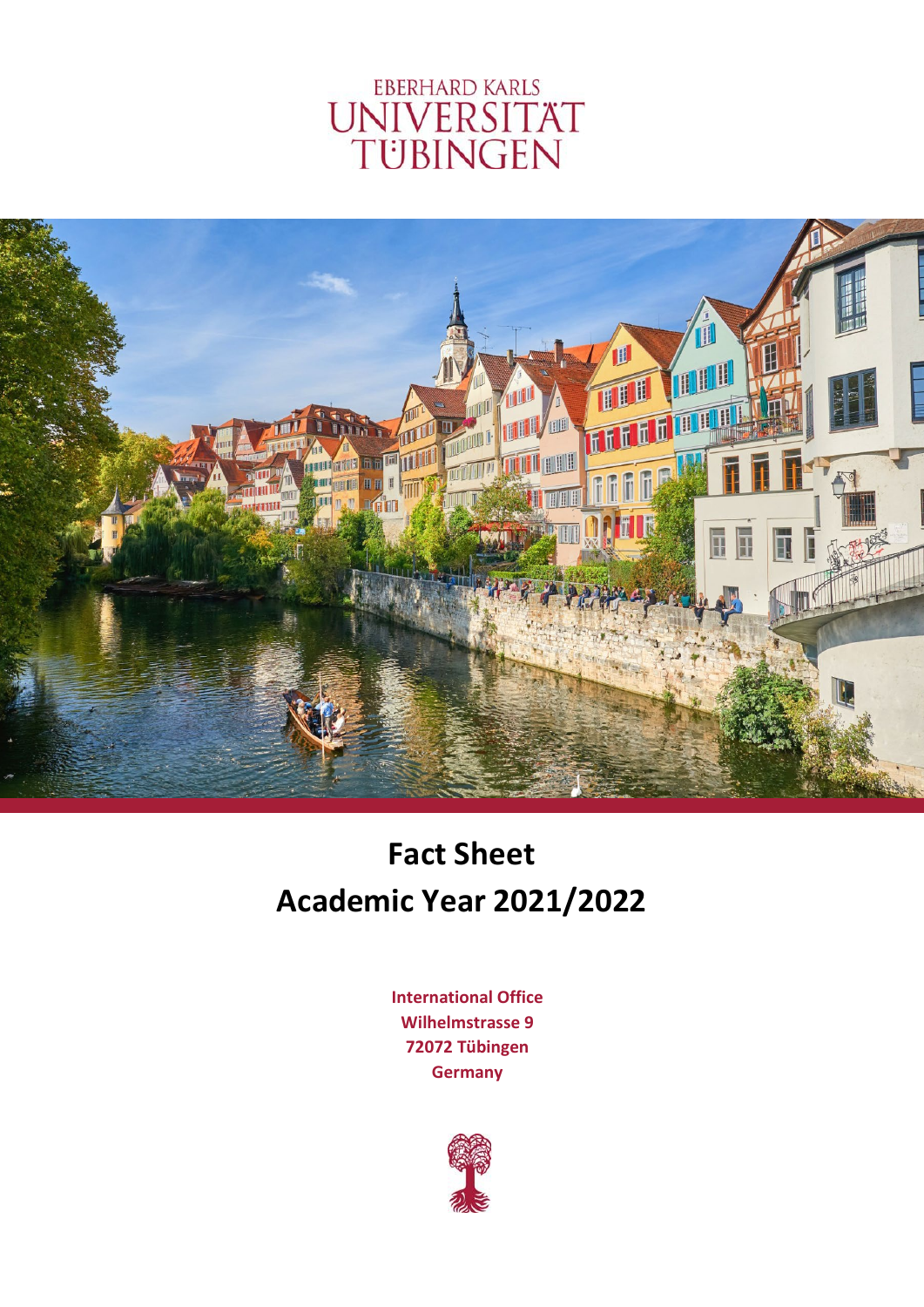EBERHARD KARLS
UNIVERSITÄT
TÜBINGEN

# Fact Sheet
# Academic Year 2021/2022

**International Office**
**Wilhelmstrasse 9**
**72072 Tübingen**
**Germany**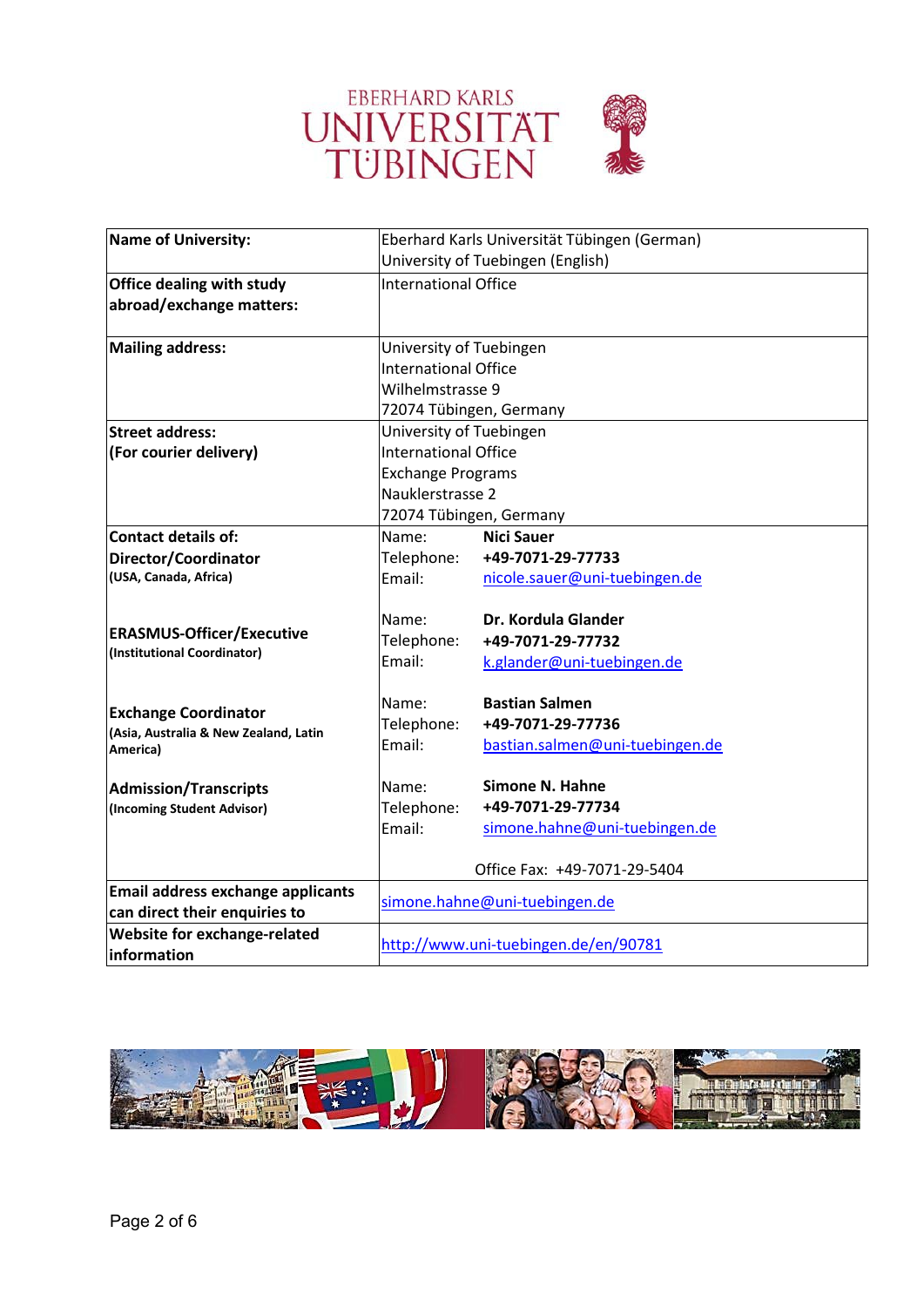EBERHARD KARLS UNIVERSITÄT TÜBINGEN

| Name of University: | Eberhard Karls Universität Tübingen (German)<br>University of Tuebingen (English) |
|---|---|
| **Office dealing with study abroad/exchange matters:** | International Office |
| **Mailing address:** | University of Tuebingen<br>International Office<br>Wilhelmstrasse 9<br>72074 Tübingen, Germany |
| **Street address:**<br>**(For courier delivery)** | University of Tuebingen<br>International Office<br>Exchange Programs<br>Nauklerstrasse 2<br>72074 Tübingen, Germany |
| **Contact details of:**<br>**Director/Coordinator**<br>**(USA, Canada, Africa)** | Name: **Nici Sauer**<br>Telephone: **+49-7071-29-77733**<br>Email: nicole.sauer@uni-tuebingen.de |
| **ERASMUS-Officer/Executive**<br>**(Institutional Coordinator)** | Name: **Dr. Kordula Glander**<br>Telephone: **+49-7071-29-77732**<br>Email: k.glander@uni-tuebingen.de |
| **Exchange Coordinator**<br>**(Asia, Australia & New Zealand, Latin America)** | Name: **Bastian Salmen**<br>Telephone: **+49-7071-29-77736**<br>Email: bastian.salmen@uni-tuebingen.de |
| **Admission/Transcripts**<br>**(Incoming Student Advisor)** | Name: **Simone N. Hahne**<br>Telephone: **+49-7071-29-77734**<br>Email: simone.hahne@uni-tuebingen.de<br><br>Office Fax: +49-7071-29-5404 |
| **Email address exchange applicants can direct their enquiries to** | simone.hahne@uni-tuebingen.de |
| **Website for exchange-related information** | http://www.uni-tuebingen.de/en/90781 |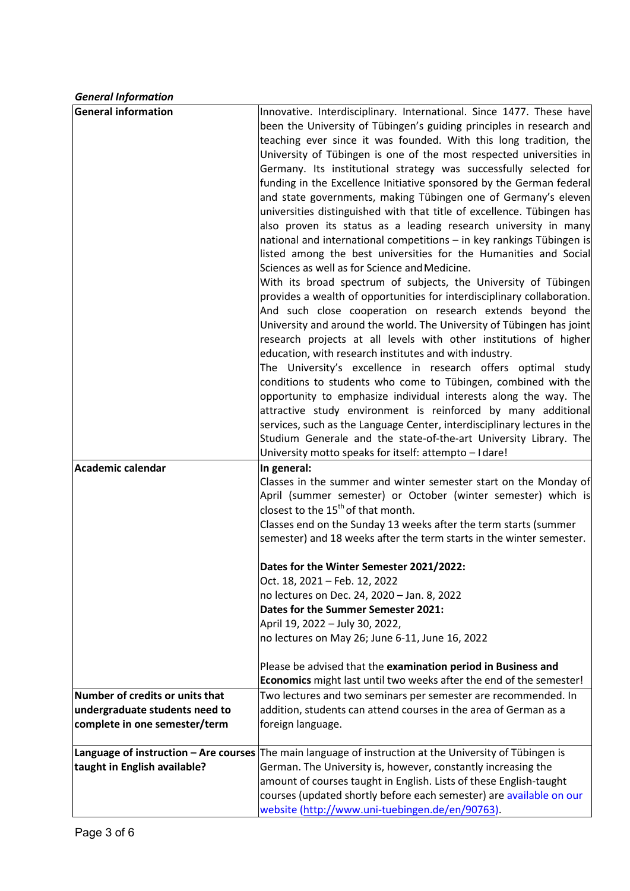*General Information*

| | |
|---|---|
| **General information** | Innovative. Interdisciplinary. International. Since 1477. These have been the University of Tübingen's guiding principles in research and teaching ever since it was founded. With this long tradition, the University of Tübingen is one of the most respected universities in Germany. Its institutional strategy was successfully selected for funding in the Excellence Initiative sponsored by the German federal and state governments, making Tübingen one of Germany's eleven universities distinguished with that title of excellence. Tübingen has also proven its status as a leading research university in many national and international competitions – in key rankings Tübingen is listed among the best universities for the Humanities and Social Sciences as well as for Science and Medicine.<br>With its broad spectrum of subjects, the University of Tübingen provides a wealth of opportunities for interdisciplinary collaboration. And such close cooperation on research extends beyond the University and around the world. The University of Tübingen has joint research projects at all levels with other institutions of higher education, with research institutes and with industry.<br>The University's excellence in research offers optimal study conditions to students who come to Tübingen, combined with the opportunity to emphasize individual interests along the way. The attractive study environment is reinforced by many additional services, such as the Language Center, interdisciplinary lectures in the Studium Generale and the state-of-the-art University Library. The University motto speaks for itself: attempto – I dare! |
| **Academic calendar** | **In general:**<br>Classes in the summer and winter semester start on the Monday of April (summer semester) or October (winter semester) which is closest to the 15th of that month.<br>Classes end on the Sunday 13 weeks after the term starts (summer semester) and 18 weeks after the term starts in the winter semester.<br><br>**Dates for the Winter Semester 2021/2022:**<br>Oct. 18, 2021 – Feb. 12, 2022<br>no lectures on Dec. 24, 2020 – Jan. 8, 2022<br>**Dates for the Summer Semester 2021:**<br>April 19, 2022 – July 30, 2022,<br>no lectures on May 26; June 6-11, June 16, 2022<br><br>Please be advised that the **examination period in Business and Economics** might last until two weeks after the end of the semester! |
| **Number of credits or units that undergraduate students need to complete in one semester/term** | Two lectures and two seminars per semester are recommended. In addition, students can attend courses in the area of German as a foreign language. |
| **Language of instruction – Are courses taught in English available?** | The main language of instruction at the University of Tübingen is German. The University is, however, constantly increasing the amount of courses taught in English. Lists of these English-taught courses (updated shortly before each semester) are available on our website (http://www.uni-tuebingen.de/en/90763). |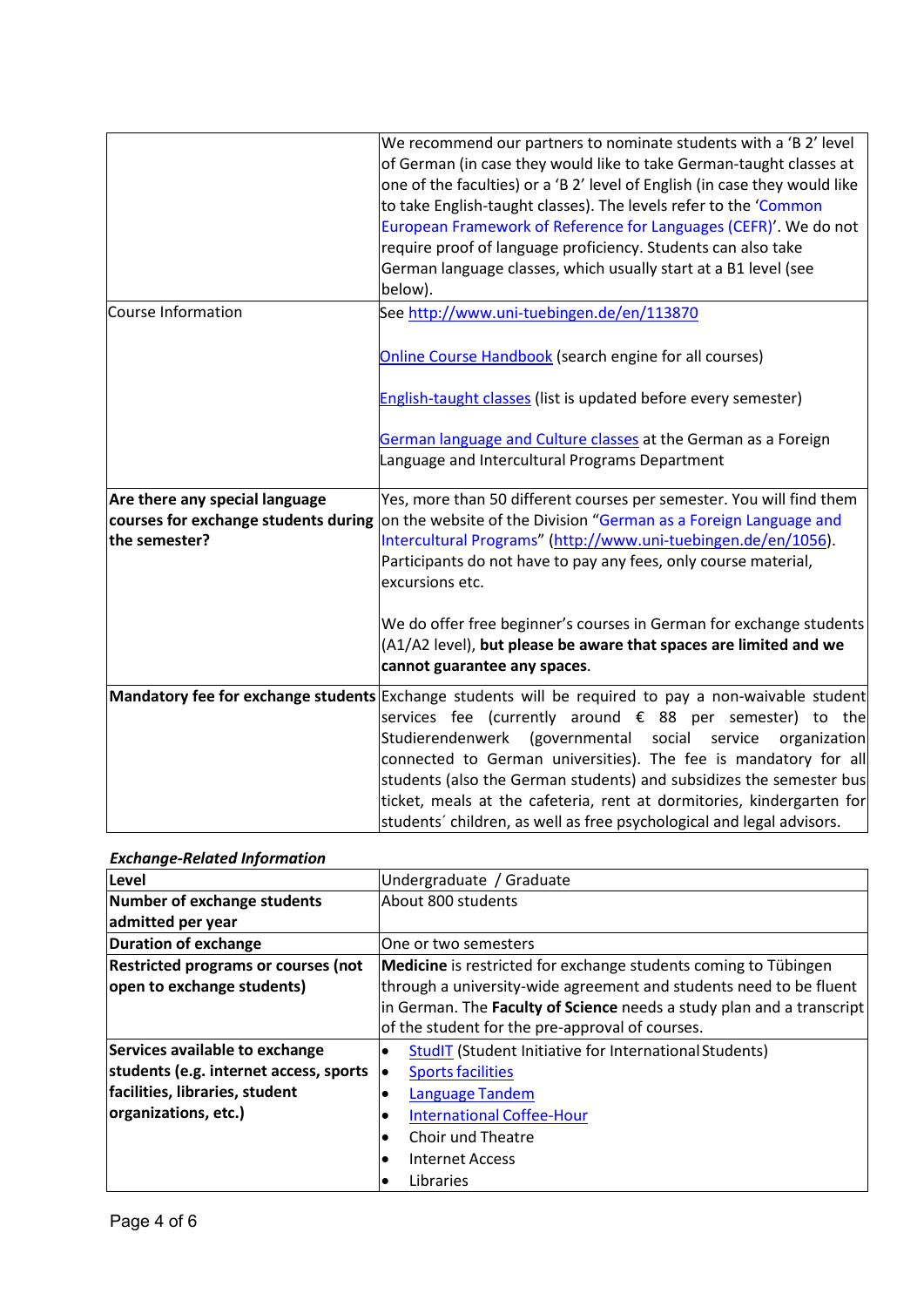| | |
|---|---|
| | We recommend our partners to nominate students with a 'B 2' level of German (in case they would like to take German-taught classes at one of the faculties) or a 'B 2' level of English (in case they would like to take English-taught classes). The levels refer to the 'Common European Framework of Reference for Languages (CEFR)'. We do not require proof of language proficiency. Students can also take German language classes, which usually start at a B1 level (see below). |
| Course Information | See http://www.uni-tuebingen.de/en/113870<br><br>Online Course Handbook (search engine for all courses)<br><br>English-taught classes (list is updated before every semester)<br><br>German language and Culture classes at the German as a Foreign Language and Intercultural Programs Department |
| **Are there any special language courses for exchange students during the semester?** | Yes, more than 50 different courses per semester. You will find them on the website of the Division "German as a Foreign Language and Intercultural Programs" (http://www.uni-tuebingen.de/en/1056). Participants do not have to pay any fees, only course material, excursions etc.<br><br>We do offer free beginner's courses in German for exchange students (A1/A2 level), **but please be aware that spaces are limited and we cannot guarantee any spaces**. |
| **Mandatory fee for exchange students** | Exchange students will be required to pay a non-waivable student services fee (currently around € 88 per semester) to the Studierendenwerk (governmental social service organization connected to German universities). The fee is mandatory for all students (also the German students) and subsidizes the semester bus ticket, meals at the cafeteria, rent at dormitories, kindergarten for students´ children, as well as free psychological and legal advisors. |

***Exchange-Related Information***

| | |
|---|---|
| **Level** | Undergraduate / Graduate |
| **Number of exchange students admitted per year** | About 800 students |
| **Duration of exchange** | One or two semesters |
| **Restricted programs or courses (not open to exchange students)** | **Medicine** is restricted for exchange students coming to Tübingen through a university-wide agreement and students need to be fluent in German. The **Faculty of Science** needs a study plan and a transcript of the student for the pre-approval of courses. |
| **Services available to exchange students (e.g. internet access, sports facilities, libraries, student organizations, etc.)** | • StudIT (Student Initiative for International Students)<br>• Sports facilities<br>• Language Tandem<br>• International Coffee-Hour<br>• Choir und Theatre<br>• Internet Access<br>• Libraries |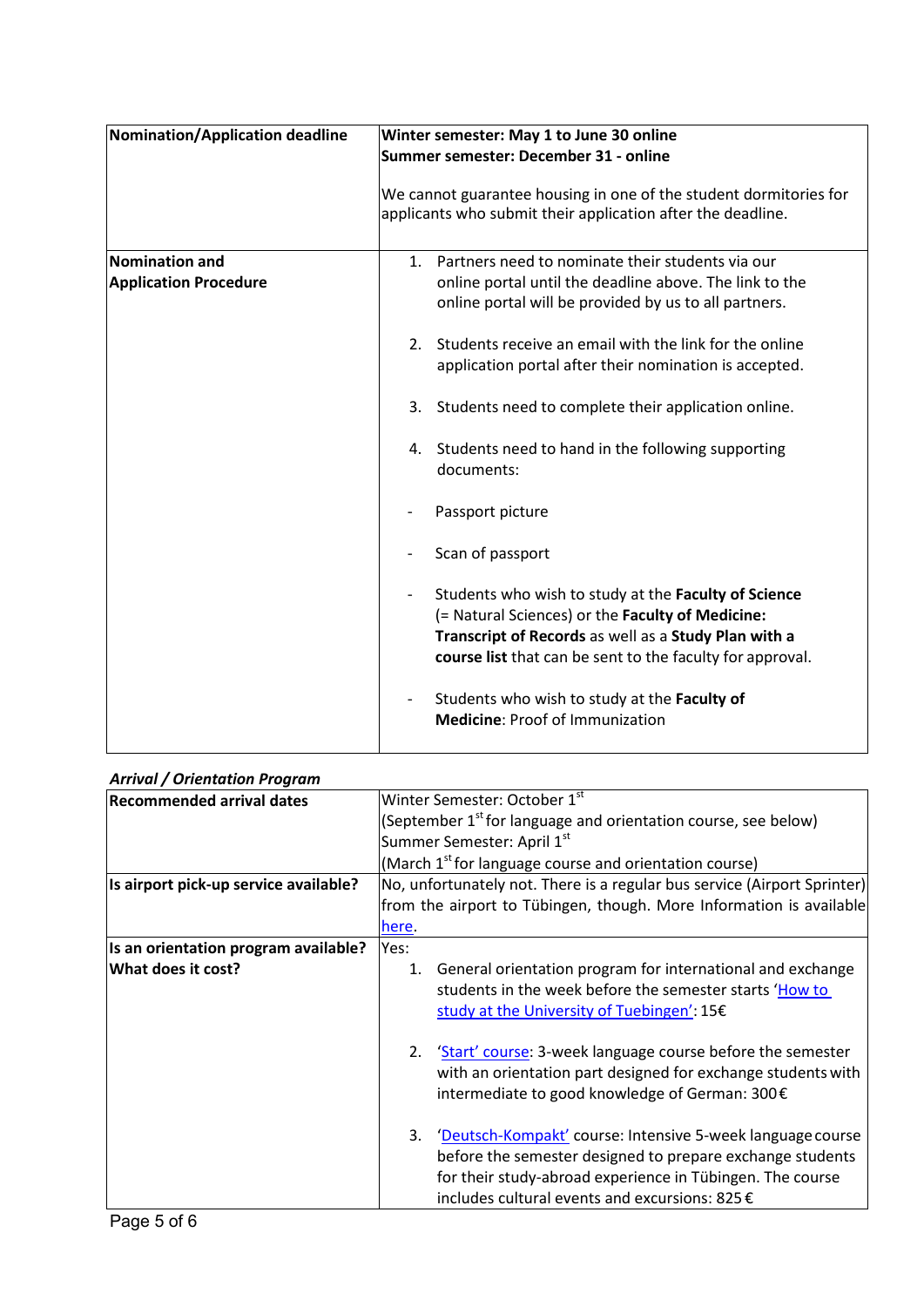| **Nomination/Application deadline** | **Winter semester: May 1 to June 30 online**<br>**Summer semester: December 31 - online**<br><br>We cannot guarantee housing in one of the student dormitories for applicants who submit their application after the deadline. |
|---|---|
| **Nomination and Application Procedure** | 1. Partners need to nominate their students via our online portal until the deadline above. The link to the online portal will be provided by us to all partners.<br><br>2. Students receive an email with the link for the online application portal after their nomination is accepted.<br><br>3. Students need to complete their application online.<br><br>4. Students need to hand in the following supporting documents:<br><br>- Passport picture<br><br>- Scan of passport<br><br>- Students who wish to study at the **Faculty of Science** (= Natural Sciences) or the **Faculty of Medicine: Transcript of Records** as well as a **Study Plan with a course list** that can be sent to the faculty for approval.<br><br>- Students who wish to study at the **Faculty of Medicine**: Proof of Immunization |

***Arrival / Orientation Program***

| **Recommended arrival dates** | Winter Semester: October 1st<br>(September 1st for language and orientation course, see below)<br>Summer Semester: April 1st<br>(March 1st for language course and orientation course) |
|---|---|
| **Is airport pick-up service available?** | No, unfortunately not. There is a regular bus service (Airport Sprinter) from the airport to Tübingen, though. More Information is available here. |
| **Is an orientation program available? What does it cost?** | Yes:<br>1. General orientation program for international and exchange students in the week before the semester starts 'How to study at the University of Tuebingen': 15€<br><br>2. 'Start' course: 3-week language course before the semester with an orientation part designed for exchange students with intermediate to good knowledge of German: 300€<br><br>3. 'Deutsch-Kompakt' course: Intensive 5-week language course before the semester designed to prepare exchange students for their study-abroad experience in Tübingen. The course includes cultural events and excursions: 825€ |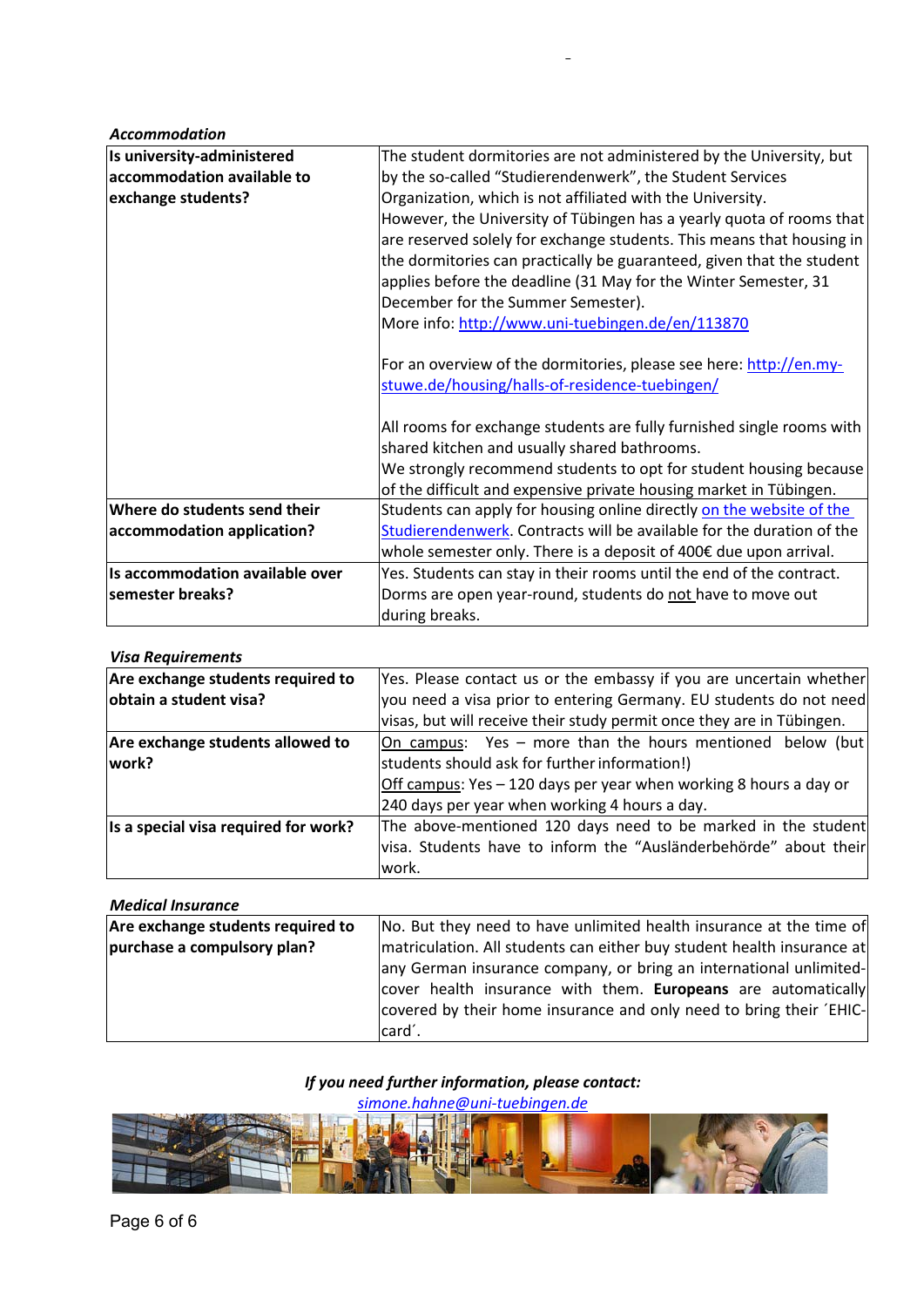*Accommodation*

| | |
|---|---|
| **Is university-administered accommodation available to exchange students?** | The student dormitories are not administered by the University, but by the so-called "Studierendenwerk", the Student Services Organization, which is not affiliated with the University. However, the University of Tübingen has a yearly quota of rooms that are reserved solely for exchange students. This means that housing in the dormitories can practically be guaranteed, given that the student applies before the deadline (31 May for the Winter Semester, 31 December for the Summer Semester). More info: http://www.uni-tuebingen.de/en/113870<br><br>For an overview of the dormitories, please see here: http://en.my-stuwe.de/housing/halls-of-residence-tuebingen/<br><br>All rooms for exchange students are fully furnished single rooms with shared kitchen and usually shared bathrooms. We strongly recommend students to opt for student housing because of the difficult and expensive private housing market in Tübingen. |
| **Where do students send their accommodation application?** | Students can apply for housing online directly on the website of the Studierendenwerk. Contracts will be available for the duration of the whole semester only. There is a deposit of 400€ due upon arrival. |
| **Is accommodation available over semester breaks?** | Yes. Students can stay in their rooms until the end of the contract. Dorms are open year-round, students do not have to move out during breaks. |

*Visa Requirements*

| | |
|---|---|
| **Are exchange students required to obtain a student visa?** | Yes. Please contact us or the embassy if you are uncertain whether you need a visa prior to entering Germany. EU students do not need visas, but will receive their study permit once they are in Tübingen. |
| **Are exchange students allowed to work?** | On campus: Yes – more than the hours mentioned below (but students should ask for further information!)<br>Off campus: Yes – 120 days per year when working 8 hours a day or 240 days per year when working 4 hours a day. |
| **Is a special visa required for work?** | The above-mentioned 120 days need to be marked in the student visa. Students have to inform the "Ausländerbehörde" about their work. |

*Medical Insurance*

| | |
|---|---|
| **Are exchange students required to purchase a compulsory plan?** | No. But they need to have unlimited health insurance at the time of matriculation. All students can either buy student health insurance at any German insurance company, or bring an international unlimited-cover health insurance with them. **Europeans** are automatically covered by their home insurance and only need to bring their ´EHIC-card´. |

***If you need further information, please contact:***

*simone.hahne@uni-tuebingen.de*